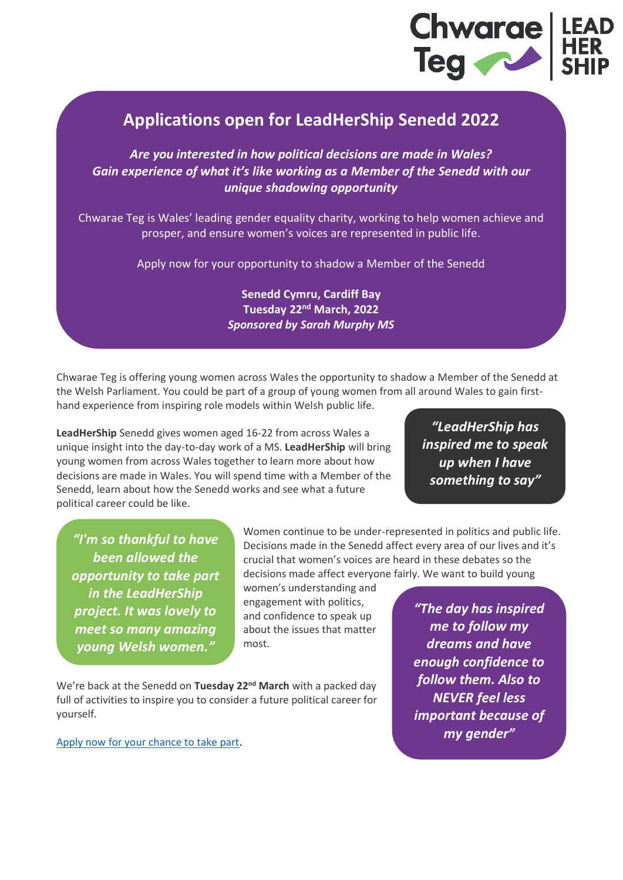Chwarae Teg | LEAD HER SHIP

# Applications open for LeadHerShip Senedd 2022

***Are you interested in how political decisions are made in Wales?***
***Gain experience of what it's like working as a Member of the Senedd with our unique shadowing opportunity***

Chwarae Teg is Wales' leading gender equality charity, working to help women achieve and prosper, and ensure women's voices are represented in public life.

Apply now for your opportunity to shadow a Member of the Senedd

**Senedd Cymru, Cardiff Bay**
**Tuesday 22nd March, 2022**
***Sponsored by Sarah Murphy MS***

Chwarae Teg is offering young women across Wales the opportunity to shadow a Member of the Senedd at the Welsh Parliament. You could be part of a group of young women from all around Wales to gain first-hand experience from inspiring role models within Welsh public life.

**LeadHerShip** Senedd gives women aged 16-22 from across Wales a unique insight into the day-to-day work of a MS. **LeadHerShip** will bring young women from across Wales together to learn more about how decisions are made in Wales. You will spend time with a Member of the Senedd, learn about how the Senedd works and see what a future political career could be like.

> ***"LeadHerShip has inspired me to speak up when I have something to say"***

> ***"I'm so thankful to have been allowed the opportunity to take part in the LeadHerShip project. It was lovely to meet so many amazing young Welsh women."***

Women continue to be under-represented in politics and public life. Decisions made in the Senedd affect every area of our lives and it's crucial that women's voices are heard in these debates so the decisions made affect everyone fairly. We want to build young women's understanding and engagement with politics, and confidence to speak up about the issues that matter most.

> ***"The day has inspired me to follow my dreams and have enough confidence to follow them. Also to NEVER feel less important because of my gender"***

We're back at the Senedd on **Tuesday 22nd March** with a packed day full of activities to inspire you to consider a future political career for yourself.

Apply now for your chance to take part.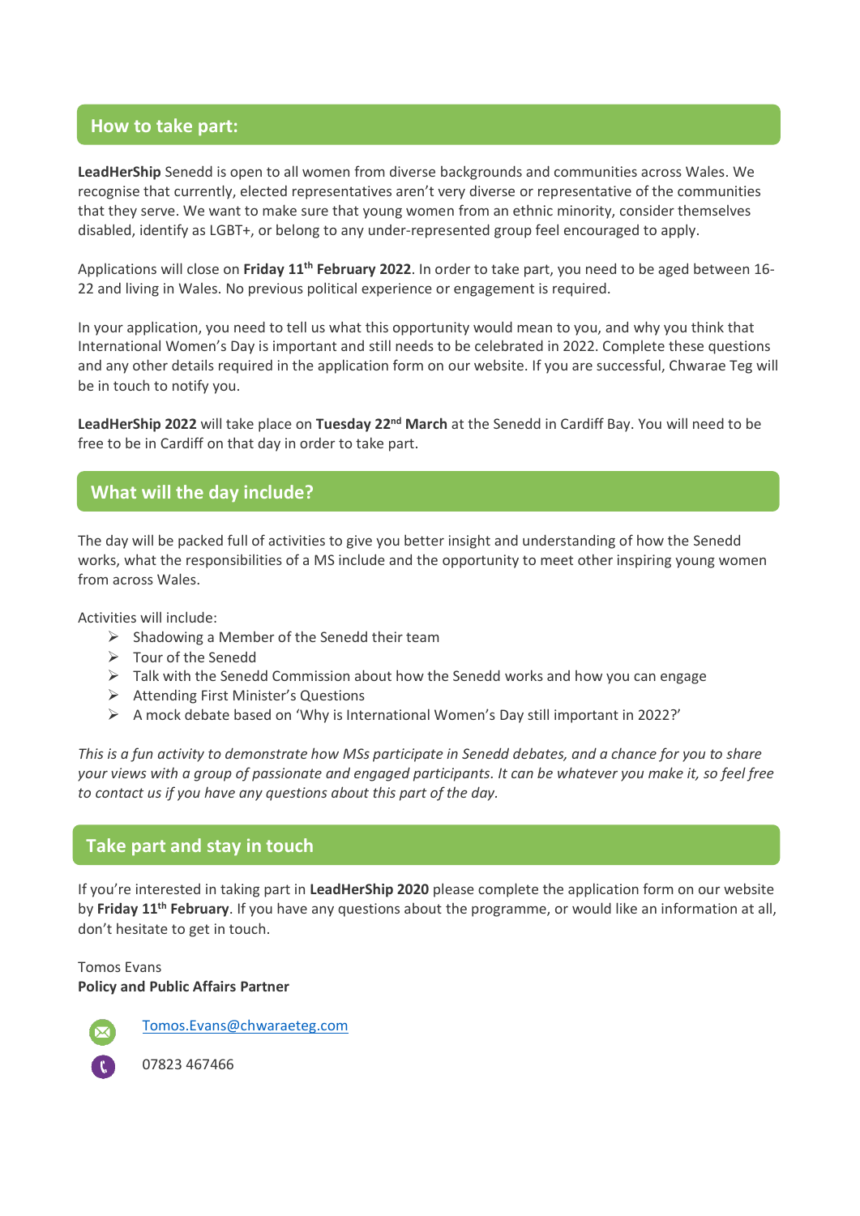## How to take part:

**LeadHerShip** Senedd is open to all women from diverse backgrounds and communities across Wales. We recognise that currently, elected representatives aren't very diverse or representative of the communities that they serve. We want to make sure that young women from an ethnic minority, consider themselves disabled, identify as LGBT+, or belong to any under-represented group feel encouraged to apply.

Applications will close on **Friday 11th February 2022**. In order to take part, you need to be aged between 16-22 and living in Wales. No previous political experience or engagement is required.

In your application, you need to tell us what this opportunity would mean to you, and why you think that International Women's Day is important and still needs to be celebrated in 2022. Complete these questions and any other details required in the application form on our website. If you are successful, Chwarae Teg will be in touch to notify you.

**LeadHerShip 2022** will take place on **Tuesday 22nd March** at the Senedd in Cardiff Bay. You will need to be free to be in Cardiff on that day in order to take part.

## What will the day include?

The day will be packed full of activities to give you better insight and understanding of how the Senedd works, what the responsibilities of a MS include and the opportunity to meet other inspiring young women from across Wales.

Activities will include:

- Shadowing a Member of the Senedd their team
- Tour of the Senedd
- Talk with the Senedd Commission about how the Senedd works and how you can engage
- Attending First Minister's Questions
- A mock debate based on 'Why is International Women's Day still important in 2022?'

*This is a fun activity to demonstrate how MSs participate in Senedd debates, and a chance for you to share your views with a group of passionate and engaged participants. It can be whatever you make it, so feel free to contact us if you have any questions about this part of the day.*

## Take part and stay in touch

If you're interested in taking part in **LeadHerShip 2020** please complete the application form on our website by **Friday 11th February**. If you have any questions about the programme, or would like an information at all, don't hesitate to get in touch.

Tomos Evans
**Policy and Public Affairs Partner**

Tomos.Evans@chwaraeteg.com

07823 467466